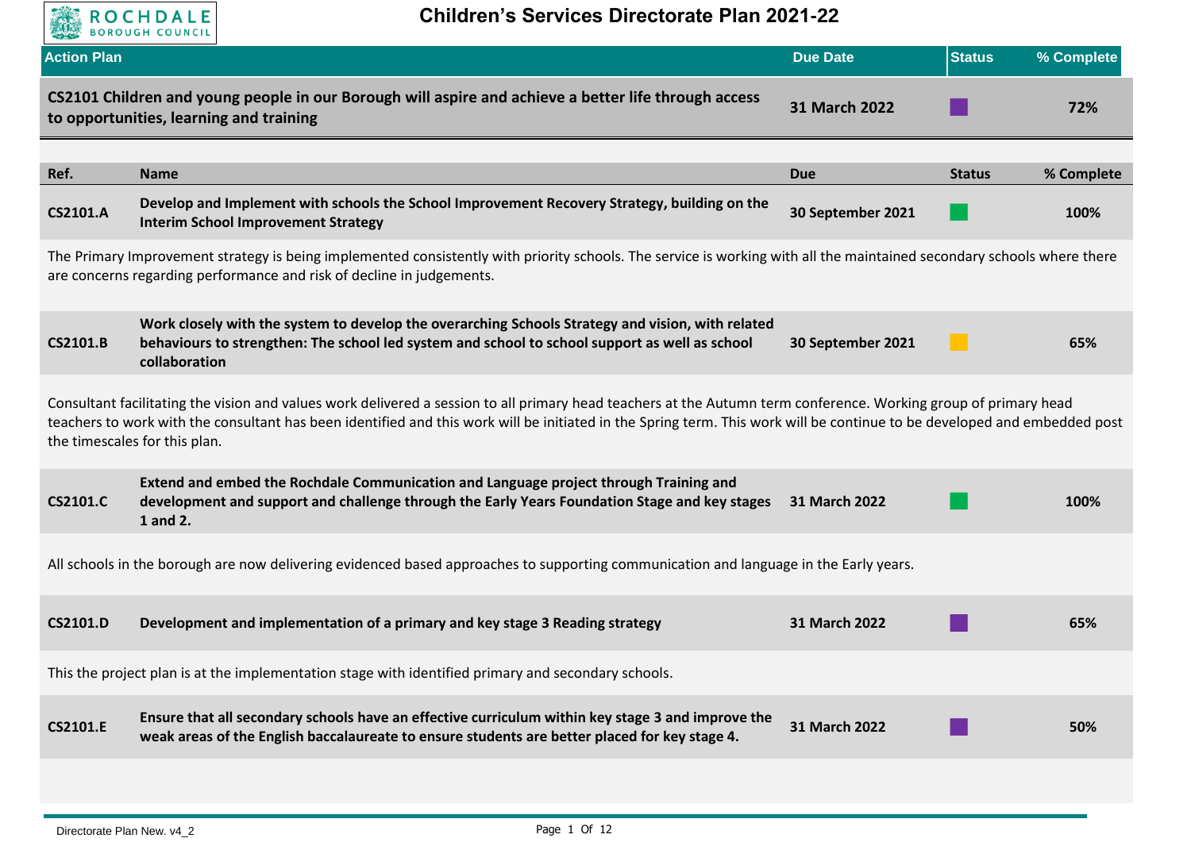# Children's Services Directorate Plan 2021-22

| Action Plan | Due Date | Status | % Complete |
|---|---|---|---|
| **CS2101 Children and young people in our Borough will aspire and achieve a better life through access to opportunities, learning and training** | **31 March 2022** | Purple | **72%** |

| Ref. | Name | Due | Status | % Complete |
|---|---|---|---|---|
| **CS2101.A** | **Develop and Implement with schools the School Improvement Recovery Strategy, building on the Interim School Improvement Strategy** | **30 September 2021** | Green | **100%** |

The Primary Improvement strategy is being implemented consistently with priority schools. The service is working with all the maintained secondary schools where there are concerns regarding performance and risk of decline in judgements.

| Ref. | Name | Due | Status | % Complete |
|---|---|---|---|---|
| **CS2101.B** | **Work closely with the system to develop the overarching Schools Strategy and vision, with related behaviours to strengthen: The school led system and school to school support as well as school collaboration** | **30 September 2021** | Amber | **65%** |

Consultant facilitating the vision and values work delivered a session to all primary head teachers at the Autumn term conference. Working group of primary head teachers to work with the consultant has been identified and this work will be initiated in the Spring term. This work will be continue to be developed and embedded post the timescales for this plan.

| Ref. | Name | Due | Status | % Complete |
|---|---|---|---|---|
| **CS2101.C** | **Extend and embed the Rochdale Communication and Language project through Training and development and support and challenge through the Early Years Foundation Stage and key stages 1 and 2.** | **31 March 2022** | Green | **100%** |

All schools in the borough are now delivering evidenced based approaches to supporting communication and language in the Early years.

| Ref. | Name | Due | Status | % Complete |
|---|---|---|---|---|
| **CS2101.D** | **Development and implementation of a primary and key stage 3 Reading strategy** | **31 March 2022** | Purple | **65%** |

This the project plan is at the implementation stage with identified primary and secondary schools.

| Ref. | Name | Due | Status | % Complete |
|---|---|---|---|---|
| **CS2101.E** | **Ensure that all secondary schools have an effective curriculum within key stage 3 and improve the weak areas of the English baccalaureate to ensure students are better placed for key stage 4.** | **31 March 2022** | Purple | **50%** |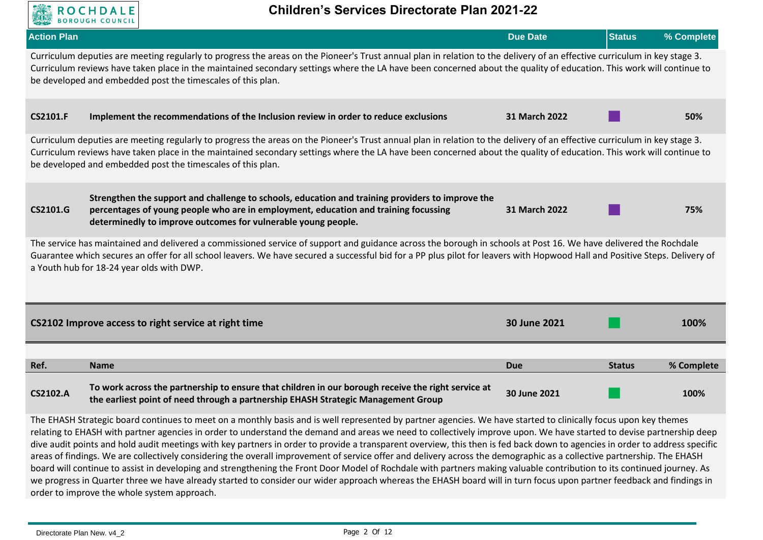# Children's Services Directorate Plan 2021-22

| Action Plan | Due Date | Status | % Complete |
|---|---|---|---|

Curriculum deputies are meeting regularly to progress the areas on the Pioneer's Trust annual plan in relation to the delivery of an effective curriculum in key stage 3. Curriculum reviews have taken place in the maintained secondary settings where the LA have been concerned about the quality of education. This work will continue to be developed and embedded post the timescales of this plan.

| Ref. | Name | Due | Status | % Complete |
|---|---|---|---|---|
| **CS2101.F** | **Implement the recommendations of the Inclusion review in order to reduce exclusions** | **31 March 2022** | | **50%** |

Curriculum deputies are meeting regularly to progress the areas on the Pioneer's Trust annual plan in relation to the delivery of an effective curriculum in key stage 3. Curriculum reviews have taken place in the maintained secondary settings where the LA have been concerned about the quality of education. This work will continue to be developed and embedded post the timescales of this plan.

| Ref. | Name | Due | Status | % Complete |
|---|---|---|---|---|
| **CS2101.G** | **Strengthen the support and challenge to schools, education and training providers to improve the percentages of young people who are in employment, education and training focussing determinedly to improve outcomes for vulnerable young people.** | **31 March 2022** | | **75%** |

The service has maintained and delivered a commissioned service of support and guidance across the borough in schools at Post 16. We have delivered the Rochdale Guarantee which secures an offer for all school leavers. We have secured a successful bid for a PP plus pilot for leavers with Hopwood Hall and Positive Steps. Delivery of a Youth hub for 18-24 year olds with DWP.

| | Due Date | Status | % Complete |
|---|---|---|---|
| **CS2102 Improve access to right service at right time** | **30 June 2021** | | **100%** |

| Ref. | Name | Due | Status | % Complete |
|---|---|---|---|---|
| **CS2102.A** | **To work across the partnership to ensure that children in our borough receive the right service at the earliest point of need through a partnership EHASH Strategic Management Group** | **30 June 2021** | | **100%** |

The EHASH Strategic board continues to meet on a monthly basis and is well represented by partner agencies. We have started to clinically focus upon key themes relating to EHASH with partner agencies in order to understand the demand and areas we need to collectively improve upon. We have started to devise partnership deep dive audit points and hold audit meetings with key partners in order to provide a transparent overview, this then is fed back down to agencies in order to address specific areas of findings. We are collectively considering the overall improvement of service offer and delivery across the demographic as a collective partnership. The EHASH board will continue to assist in developing and strengthening the Front Door Model of Rochdale with partners making valuable contribution to its continued journey. As we progress in Quarter three we have already started to consider our wider approach whereas the EHASH board will in turn focus upon partner feedback and findings in order to improve the whole system approach.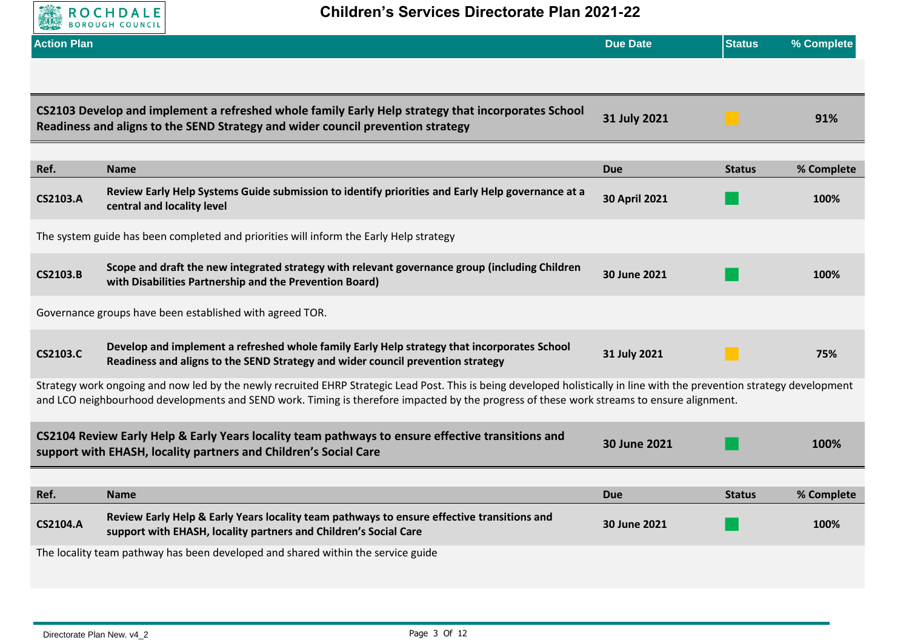# Children's Services Directorate Plan 2021-22

| Action Plan | Due Date | Status | % Complete |
|---|---|---|---|
| **CS2103 Develop and implement a refreshed whole family Early Help strategy that incorporates School Readiness and aligns to the SEND Strategy and wider council prevention strategy** | **31 July 2021** | Amber | **91%** |

| Ref. | Name | Due | Status | % Complete |
|---|---|---|---|---|
| **CS2103.A** | **Review Early Help Systems Guide submission to identify priorities and Early Help governance at a central and locality level** | **30 April 2021** | Green | **100%** |
| The system guide has been completed and priorities will inform the Early Help strategy | | | | |
| **CS2103.B** | **Scope and draft the new integrated strategy with relevant governance group (including Children with Disabilities Partnership and the Prevention Board)** | **30 June 2021** | Green | **100%** |
| Governance groups have been established with agreed TOR. | | | | |
| **CS2103.C** | **Develop and implement a refreshed whole family Early Help strategy that incorporates School Readiness and aligns to the SEND Strategy and wider council prevention strategy** | **31 July 2021** | Amber | **75%** |
| Strategy work ongoing and now led by the newly recruited EHRP Strategic Lead Post. This is being developed holistically in line with the prevention strategy development and LCO neighbourhood developments and SEND work. Timing is therefore impacted by the progress of these work streams to ensure alignment. | | | | |

| Action Plan | Due Date | Status | % Complete |
|---|---|---|---|
| **CS2104 Review Early Help & Early Years locality team pathways to ensure effective transitions and support with EHASH, locality partners and Children's Social Care** | **30 June 2021** | Green | **100%** |

| Ref. | Name | Due | Status | % Complete |
|---|---|---|---|---|
| **CS2104.A** | **Review Early Help & Early Years locality team pathways to ensure effective transitions and support with EHASH, locality partners and Children's Social Care** | **30 June 2021** | Green | **100%** |
| The locality team pathway has been developed and shared within the service guide | | | | |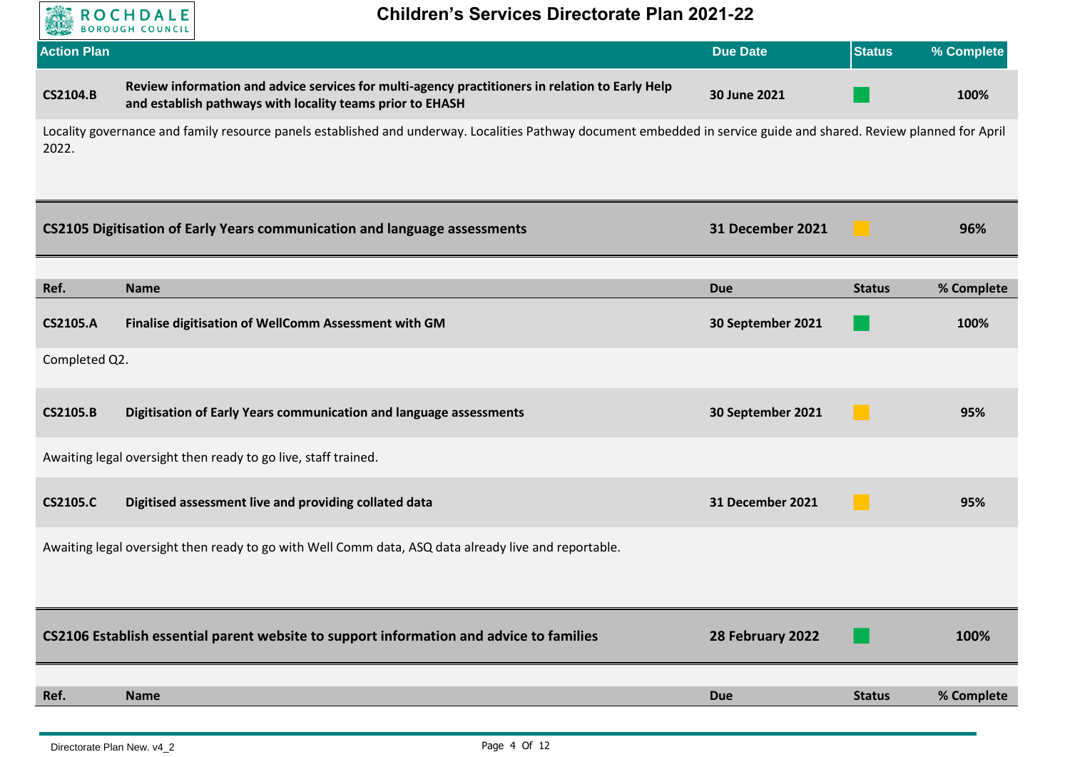| Action Plan | | Due Date | Status | % Complete |
|---|---|---|---|---|
| **CS2104.B** | **Review information and advice services for multi-agency practitioners in relation to Early Help and establish pathways with locality teams prior to EHASH** | **30 June 2021** | Green | **100%** |

Locality governance and family resource panels established and underway. Localities Pathway document embedded in service guide and shared. Review planned for April 2022.

| **CS2105 Digitisation of Early Years communication and language assessments** | **31 December 2021** | Amber | **96%** |
|---|---|---|---|

| Ref. | Name | Due | Status | % Complete |
|---|---|---|---|---|
| **CS2105.A** | **Finalise digitisation of WellComm Assessment with GM** | **30 September 2021** | Green | **100%** |

Completed Q2.

| Ref. | Name | Due | Status | % Complete |
|---|---|---|---|---|
| **CS2105.B** | **Digitisation of Early Years communication and language assessments** | **30 September 2021** | Amber | **95%** |

Awaiting legal oversight then ready to go live, staff trained.

| Ref. | Name | Due | Status | % Complete |
|---|---|---|---|---|
| **CS2105.C** | **Digitised assessment live and providing collated data** | **31 December 2021** | Amber | **95%** |

Awaiting legal oversight then ready to go with Well Comm data, ASQ data already live and reportable.

| **CS2106 Establish essential parent website to support information and advice to families** | **28 February 2022** | Green | **100%** |
|---|---|---|---|

| Ref. | Name | Due | Status | % Complete |
|---|---|---|---|---|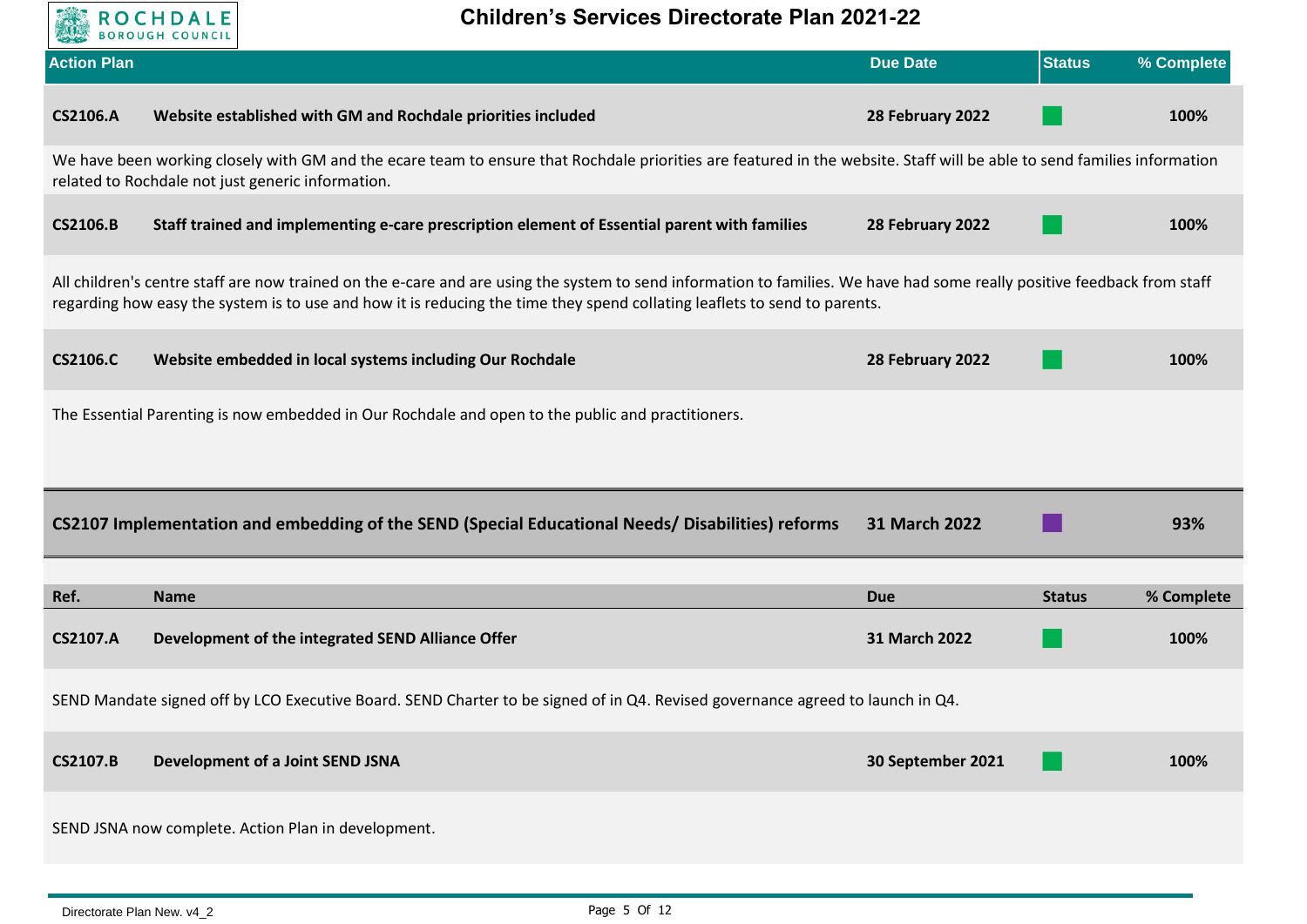# Children's Services Directorate Plan 2021-22

| Action Plan | | Due Date | Status | % Complete |
|---|---|---|---|---|
| **CS2106.A** | **Website established with GM and Rochdale priorities included** | **28 February 2022** | | **100%** |

We have been working closely with GM and the ecare team to ensure that Rochdale priorities are featured in the website. Staff will be able to send families information related to Rochdale not just generic information.

| | | | | |
|---|---|---|---|---|
| **CS2106.B** | **Staff trained and implementing e-care prescription element of Essential parent with families** | **28 February 2022** | | **100%** |

All children's centre staff are now trained on the e-care and are using the system to send information to families. We have had some really positive feedback from staff regarding how easy the system is to use and how it is reducing the time they spend collating leaflets to send to parents.

| | | | | |
|---|---|---|---|---|
| **CS2106.C** | **Website embedded in local systems including Our Rochdale** | **28 February 2022** | | **100%** |

The Essential Parenting is now embedded in Our Rochdale and open to the public and practitioners.

| | | | |
|---|---|---|---|
| **CS2107 Implementation and embedding of the SEND (Special Educational Needs/ Disabilities) reforms** | **31 March 2022** | | **93%** |

| Ref. | Name | Due | Status | % Complete |
|---|---|---|---|---|
| **CS2107.A** | **Development of the integrated SEND Alliance Offer** | **31 March 2022** | | **100%** |

SEND Mandate signed off by LCO Executive Board. SEND Charter to be signed of in Q4. Revised governance agreed to launch in Q4.

| | | | | |
|---|---|---|---|---|
| **CS2107.B** | **Development of a Joint SEND JSNA** | **30 September 2021** | | **100%** |

SEND JSNA now complete. Action Plan in development.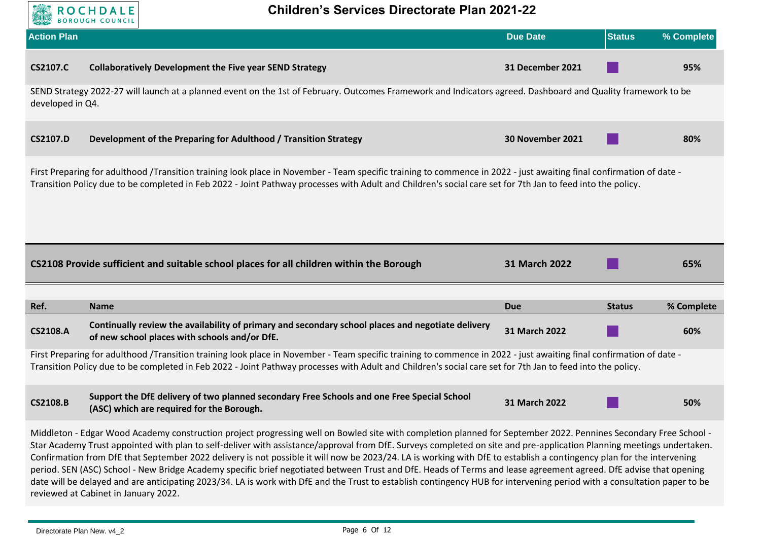# Children's Services Directorate Plan 2021-22

| Action Plan | | Due Date | Status | % Complete |
|---|---|---|---|---|
| **CS2107.C** | **Collaboratively Development the Five year SEND Strategy** | **31 December 2021** | | **95%** |

SEND Strategy 2022-27 will launch at a planned event on the 1st of February. Outcomes Framework and Indicators agreed. Dashboard and Quality framework to be developed in Q4.

| | | | | |
|---|---|---|---|---|
| **CS2107.D** | **Development of the Preparing for Adulthood / Transition Strategy** | **30 November 2021** | | **80%** |

First Preparing for adulthood /Transition training look place in November - Team specific training to commence in 2022 - just awaiting final confirmation of date - Transition Policy due to be completed in Feb 2022 - Joint Pathway processes with Adult and Children's social care set for 7th Jan to feed into the policy.

| | Due Date | Status | % Complete |
|---|---|---|---|
| **CS2108 Provide sufficient and suitable school places for all children within the Borough** | **31 March 2022** | | **65%** |

| Ref. | Name | Due | Status | % Complete |
|---|---|---|---|---|
| **CS2108.A** | **Continually review the availability of primary and secondary school places and negotiate delivery of new school places with schools and/or DfE.** | **31 March 2022** | | **60%** |

First Preparing for adulthood /Transition training look place in November - Team specific training to commence in 2022 - just awaiting final confirmation of date - Transition Policy due to be completed in Feb 2022 - Joint Pathway processes with Adult and Children's social care set for 7th Jan to feed into the policy.

| | | | | |
|---|---|---|---|---|
| **CS2108.B** | **Support the DfE delivery of two planned secondary Free Schools and one Free Special School (ASC) which are required for the Borough.** | **31 March 2022** | | **50%** |

Middleton - Edgar Wood Academy construction project progressing well on Bowled site with completion planned for September 2022. Pennines Secondary Free School - Star Academy Trust appointed with plan to self-deliver with assistance/approval from DfE. Surveys completed on site and pre-application Planning meetings undertaken. Confirmation from DfE that September 2022 delivery is not possible it will now be 2023/24. LA is working with DfE to establish a contingency plan for the intervening period. SEN (ASC) School - New Bridge Academy specific brief negotiated between Trust and DfE. Heads of Terms and lease agreement agreed. DfE advise that opening date will be delayed and are anticipating 2023/34. LA is work with DfE and the Trust to establish contingency HUB for intervening period with a consultation paper to be reviewed at Cabinet in January 2022.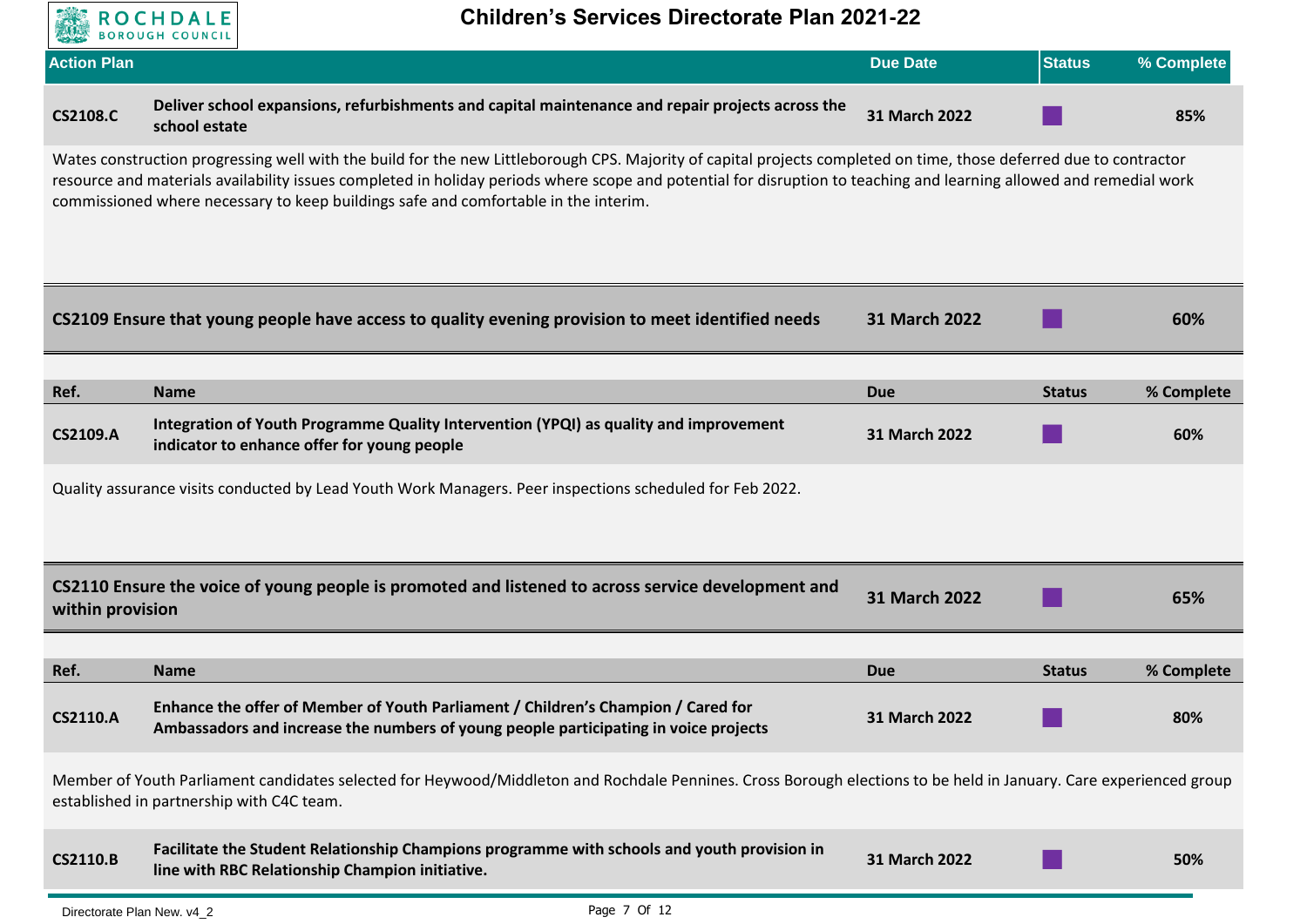| Action Plan | | Due Date | Status | % Complete |
|---|---|---|---|---|
| CS2108.C | Deliver school expansions, refurbishments and capital maintenance and repair projects across the school estate | 31 March 2022 | | 85% |

Wates construction progressing well with the build for the new Littleborough CPS. Majority of capital projects completed on time, those deferred due to contractor resource and materials availability issues completed in holiday periods where scope and potential for disruption to teaching and learning allowed and remedial work commissioned where necessary to keep buildings safe and comfortable in the interim.

| CS2109 Ensure that young people have access to quality evening provision to meet identified needs | 31 March 2022 | Status | 60% |
|---|---|---|---|

| Ref. | Name | Due | Status | % Complete |
|---|---|---|---|---|
| CS2109.A | Integration of Youth Programme Quality Intervention (YPQI) as quality and improvement indicator to enhance offer for young people | 31 March 2022 | | 60% |

Quality assurance visits conducted by Lead Youth Work Managers. Peer inspections scheduled for Feb 2022.

| CS2110 Ensure the voice of young people is promoted and listened to across service development and within provision | 31 March 2022 | Status | 65% |
|---|---|---|---|

| Ref. | Name | Due | Status | % Complete |
|---|---|---|---|---|
| CS2110.A | Enhance the offer of Member of Youth Parliament / Children's Champion / Cared for Ambassadors and increase the numbers of young people participating in voice projects | 31 March 2022 | | 80% |

Member of Youth Parliament candidates selected for Heywood/Middleton and Rochdale Pennines. Cross Borough elections to be held in January. Care experienced group established in partnership with C4C team.

| Ref. | Name | Due | Status | % Complete |
|---|---|---|---|---|
| CS2110.B | Facilitate the Student Relationship Champions programme with schools and youth provision in line with RBC Relationship Champion initiative. | 31 March 2022 | | 50% |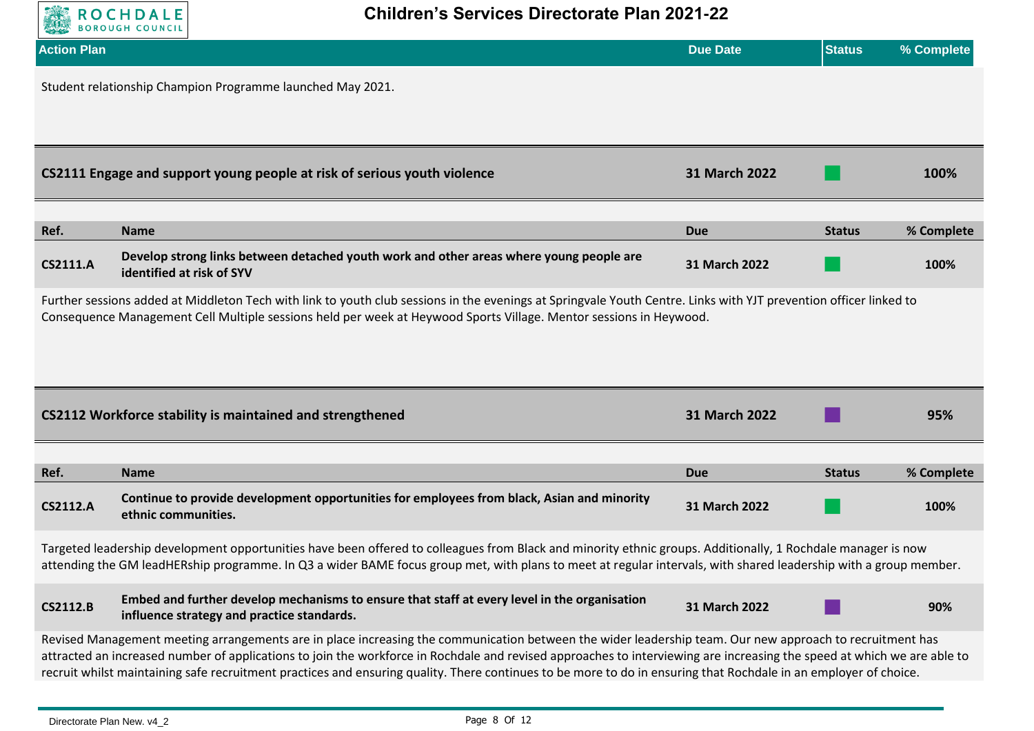| Action Plan | Due Date | Status | % Complete |
| --- | --- | --- | --- |

Student relationship Champion Programme launched May 2021.

| CS2111 Engage and support young people at risk of serious youth violence | 31 March 2022 | | 100% |
| --- | --- | --- | --- |

| Ref. | Name | Due | Status | % Complete |
| --- | --- | --- | --- | --- |
| CS2111.A | Develop strong links between detached youth work and other areas where young people are identified at risk of SYV | 31 March 2022 | | 100% |

Further sessions added at Middleton Tech with link to youth club sessions in the evenings at Springvale Youth Centre. Links with YJT prevention officer linked to Consequence Management Cell Multiple sessions held per week at Heywood Sports Village. Mentor sessions in Heywood.

| CS2112 Workforce stability is maintained and strengthened | 31 March 2022 | | 95% |
| --- | --- | --- | --- |

| Ref. | Name | Due | Status | % Complete |
| --- | --- | --- | --- | --- |
| CS2112.A | Continue to provide development opportunities for employees from black, Asian and minority ethnic communities. | 31 March 2022 | | 100% |

Targeted leadership development opportunities have been offered to colleagues from Black and minority ethnic groups. Additionally, 1 Rochdale manager is now attending the GM leadHERship programme. In Q3 a wider BAME focus group met, with plans to meet at regular intervals, with shared leadership with a group member.

| Ref. | Name | Due | Status | % Complete |
| --- | --- | --- | --- | --- |
| CS2112.B | Embed and further develop mechanisms to ensure that staff at every level in the organisation influence strategy and practice standards. | 31 March 2022 | | 90% |

Revised Management meeting arrangements are in place increasing the communication between the wider leadership team. Our new approach to recruitment has attracted an increased number of applications to join the workforce in Rochdale and revised approaches to interviewing are increasing the speed at which we are able to recruit whilst maintaining safe recruitment practices and ensuring quality. There continues to be more to do in ensuring that Rochdale in an employer of choice.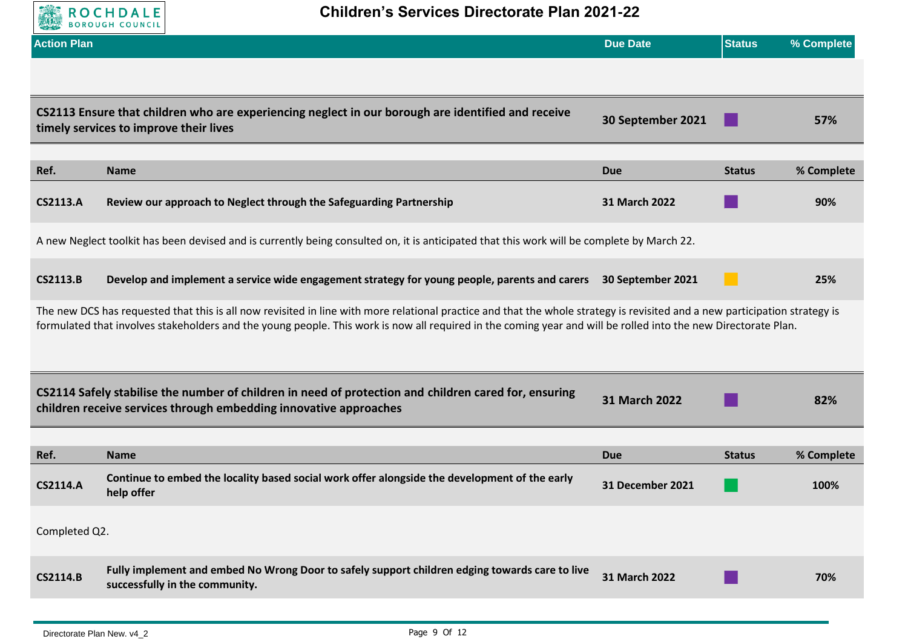| Action Plan | Due Date | Status | % Complete |
|---|---|---|---|

| | | Due Date | Status | % Complete |
|---|---|---|---|---|
| **CS2113 Ensure that children who are experiencing neglect in our borough are identified and receive timely services to improve their lives** | | **30 September 2021** | | **57%** |
| **Ref.** | **Name** | **Due** | **Status** | **% Complete** |
| **CS2113.A** | **Review our approach to Neglect through the Safeguarding Partnership** | **31 March 2022** | | **90%** |

A new Neglect toolkit has been devised and is currently being consulted on, it is anticipated that this work will be complete by March 22.

| Ref. | Name | Due | Status | % Complete |
|---|---|---|---|---|
| **CS2113.B** | **Develop and implement a service wide engagement strategy for young people, parents and carers** | **30 September 2021** | | **25%** |

The new DCS has requested that this is all now revisited in line with more relational practice and that the whole strategy is revisited and a new participation strategy is formulated that involves stakeholders and the young people. This work is now all required in the coming year and will be rolled into the new Directorate Plan.

| | | Due Date | Status | % Complete |
|---|---|---|---|---|
| **CS2114 Safely stabilise the number of children in need of protection and children cared for, ensuring children receive services through embedding innovative approaches** | | **31 March 2022** | | **82%** |
| **Ref.** | **Name** | **Due** | **Status** | **% Complete** |
| **CS2114.A** | **Continue to embed the locality based social work offer alongside the development of the early help offer** | **31 December 2021** | | **100%** |

Completed Q2.

| Ref. | Name | Due | Status | % Complete |
|---|---|---|---|---|
| **CS2114.B** | **Fully implement and embed No Wrong Door to safely support children edging towards care to live successfully in the community.** | **31 March 2022** | | **70%** |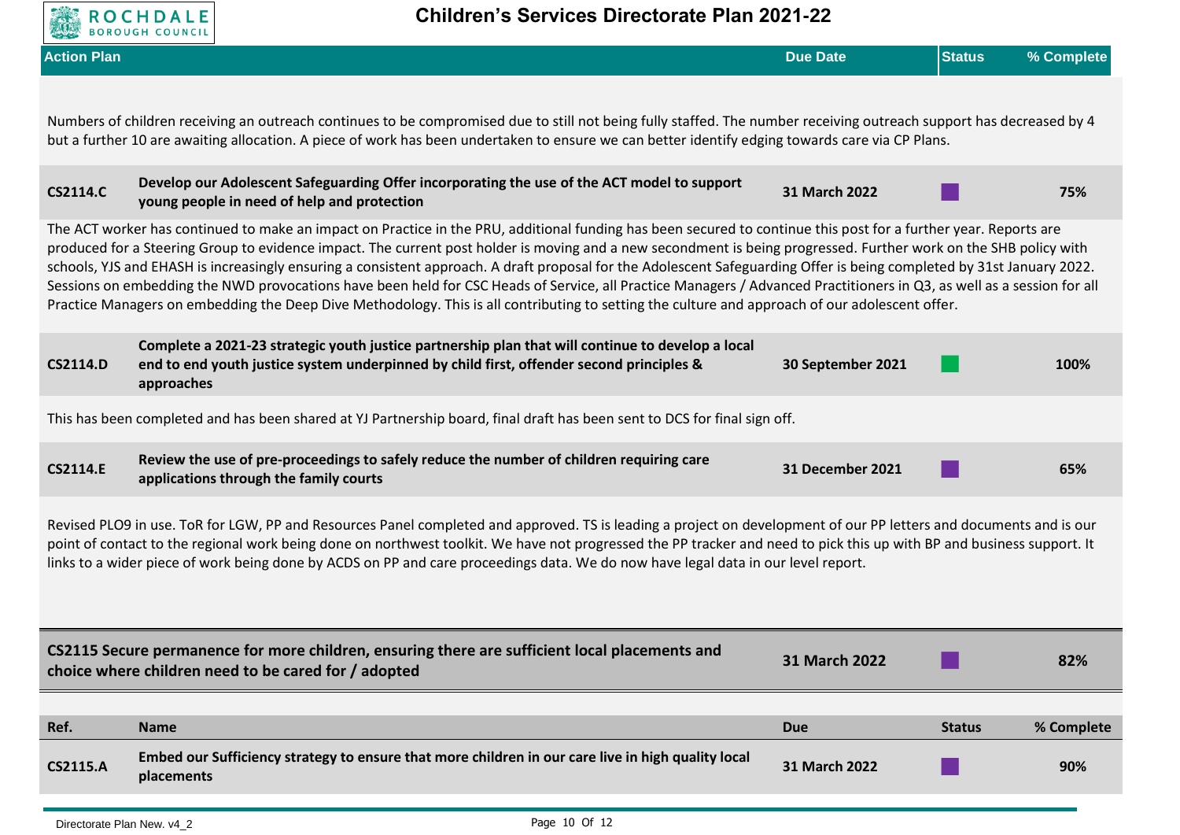| Action Plan | | Due Date | Status | % Complete |
|---|---|---|---|---|

Numbers of children receiving an outreach continues to be compromised due to still not being fully staffed. The number receiving outreach support has decreased by 4 but a further 10 are awaiting allocation. A piece of work has been undertaken to ensure we can better identify edging towards care via CP Plans.

| | | | | |
|---|---|---|---|---|
| **CS2114.C** | **Develop our Adolescent Safeguarding Offer incorporating the use of the ACT model to support young people in need of help and protection** | **31 March 2022** | | **75%** |

The ACT worker has continued to make an impact on Practice in the PRU, additional funding has been secured to continue this post for a further year. Reports are produced for a Steering Group to evidence impact. The current post holder is moving and a new secondment is being progressed. Further work on the SHB policy with schools, YJS and EHASH is increasingly ensuring a consistent approach. A draft proposal for the Adolescent Safeguarding Offer is being completed by 31st January 2022. Sessions on embedding the NWD provocations have been held for CSC Heads of Service, all Practice Managers / Advanced Practitioners in Q3, as well as a session for all Practice Managers on embedding the Deep Dive Methodology. This is all contributing to setting the culture and approach of our adolescent offer.

| | | | | |
|---|---|---|---|---|
| **CS2114.D** | **Complete a 2021-23 strategic youth justice partnership plan that will continue to develop a local end to end youth justice system underpinned by child first, offender second principles & approaches** | **30 September 2021** | | **100%** |

This has been completed and has been shared at YJ Partnership board, final draft has been sent to DCS for final sign off.

| | | | | |
|---|---|---|---|---|
| **CS2114.E** | **Review the use of pre-proceedings to safely reduce the number of children requiring care applications through the family courts** | **31 December 2021** | | **65%** |

Revised PLO9 in use. ToR for LGW, PP and Resources Panel completed and approved. TS is leading a project on development of our PP letters and documents and is our point of contact to the regional work being done on northwest toolkit. We have not progressed the PP tracker and need to pick this up with BP and business support. It links to a wider piece of work being done by ACDS on PP and care proceedings data. We do now have legal data in our level report.

| | | | |
|---|---|---|---|
| **CS2115 Secure permanence for more children, ensuring there are sufficient local placements and choice where children need to be cared for / adopted** | **31 March 2022** | | **82%** |

| Ref. | Name | Due | Status | % Complete |
|---|---|---|---|---|
| **CS2115.A** | **Embed our Sufficiency strategy to ensure that more children in our care live in high quality local placements** | **31 March 2022** | | **90%** |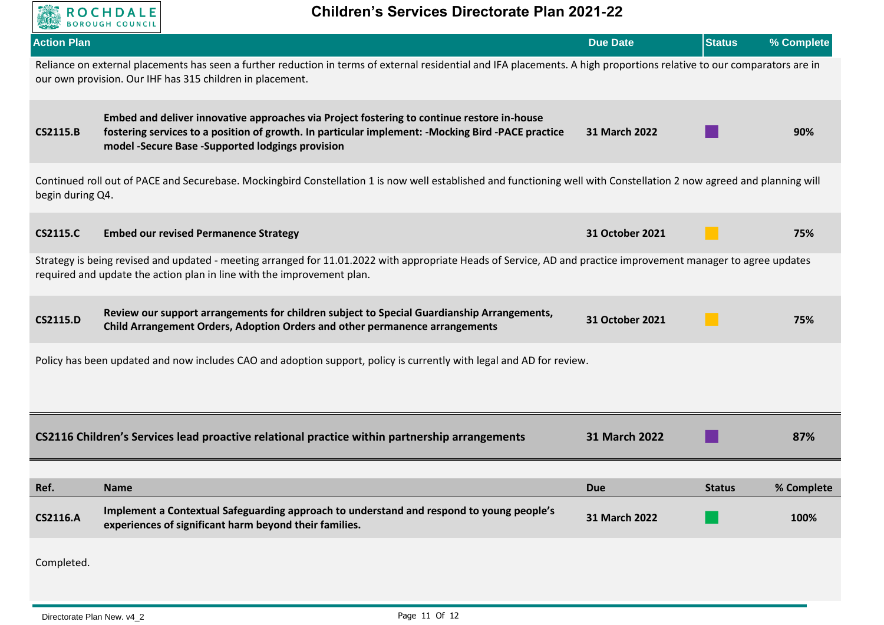# Children's Services Directorate Plan 2021-22

| Action Plan | | Due Date | Status | % Complete |
|---|---|---|---|---|

Reliance on external placements has seen a further reduction in terms of external residential and IFA placements. A high proportions relative to our comparators are in our own provision. Our IHF has 315 children in placement.

| | | | | |
|---|---|---|---|---|
| **CS2115.B** | **Embed and deliver innovative approaches via Project fostering to continue restore in-house fostering services to a position of growth. In particular implement: -Mocking Bird -PACE practice model -Secure Base -Supported lodgings provision** | **31 March 2022** | | **90%** |

Continued roll out of PACE and Securebase. Mockingbird Constellation 1 is now well established and functioning well with Constellation 2 now agreed and planning will begin during Q4.

| | | | | |
|---|---|---|---|---|
| **CS2115.C** | **Embed our revised Permanence Strategy** | **31 October 2021** | | **75%** |

Strategy is being revised and updated - meeting arranged for 11.01.2022 with appropriate Heads of Service, AD and practice improvement manager to agree updates required and update the action plan in line with the improvement plan.

| | | | | |
|---|---|---|---|---|
| **CS2115.D** | **Review our support arrangements for children subject to Special Guardianship Arrangements, Child Arrangement Orders, Adoption Orders and other permanence arrangements** | **31 October 2021** | | **75%** |

Policy has been updated and now includes CAO and adoption support, policy is currently with legal and AD for review.

| | | | |
|---|---|---|---|
| **CS2116 Children's Services lead proactive relational practice within partnership arrangements** | **31 March 2022** | | **87%** |

| Ref. | Name | Due | Status | % Complete |
|---|---|---|---|---|
| **CS2116.A** | **Implement a Contextual Safeguarding approach to understand and respond to young people's experiences of significant harm beyond their families.** | **31 March 2022** | | **100%** |

Completed.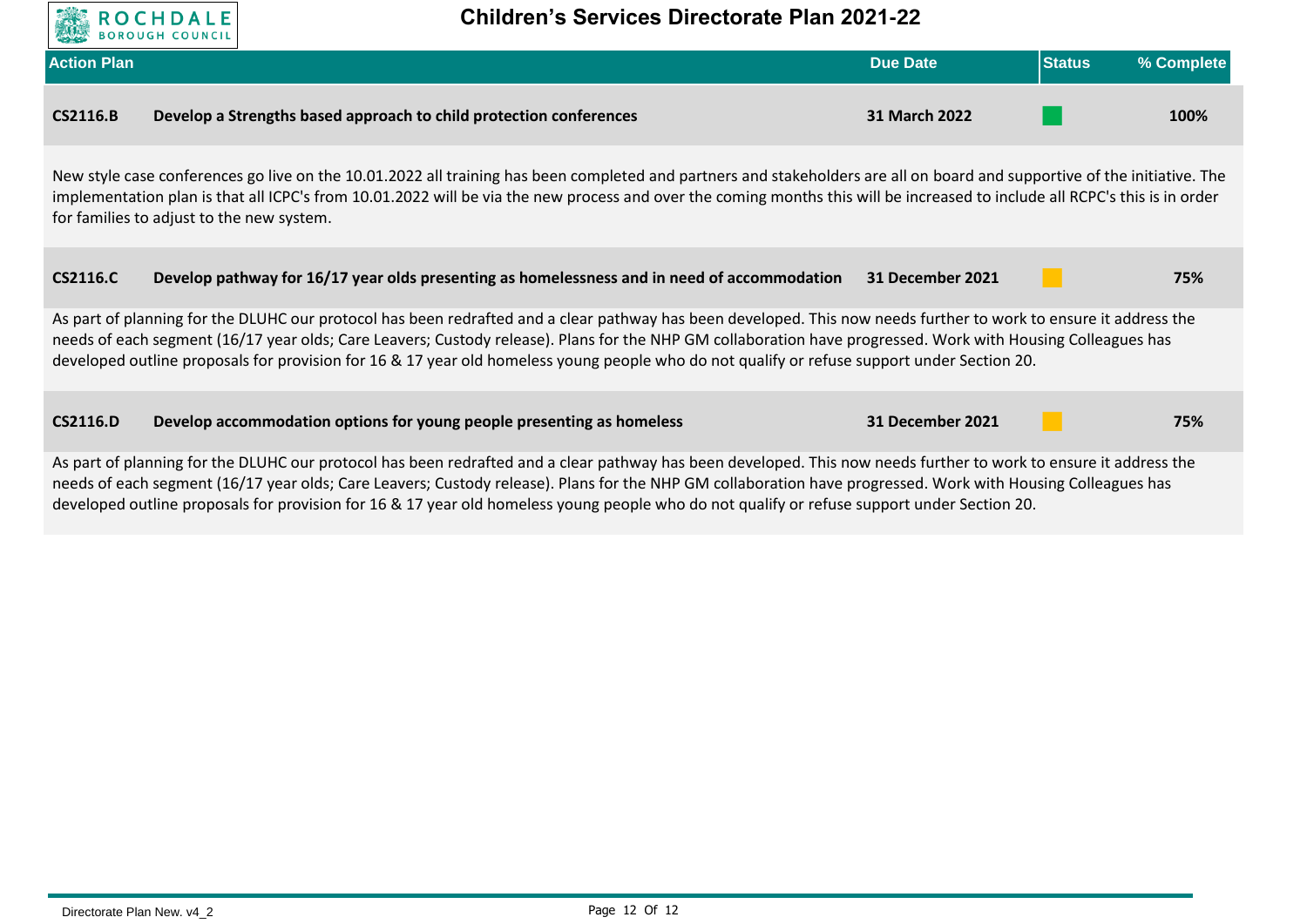# Children's Services Directorate Plan 2021-22

| Action Plan | | Due Date | Status | % Complete |
|---|---|---|---|---|
| **CS2116.B** | **Develop a Strengths based approach to child protection conferences** | **31 March 2022** | Green | **100%** |

New style case conferences go live on the 10.01.2022 all training has been completed and partners and stakeholders are all on board and supportive of the initiative. The implementation plan is that all ICPC's from 10.01.2022 will be via the new process and over the coming months this will be increased to include all RCPC's this is in order for families to adjust to the new system.

| Action Plan | | Due Date | Status | % Complete |
|---|---|---|---|---|
| **CS2116.C** | **Develop pathway for 16/17 year olds presenting as homelessness and in need of accommodation** | **31 December 2021** | Amber | **75%** |

As part of planning for the DLUHC our protocol has been redrafted and a clear pathway has been developed. This now needs further to work to ensure it address the needs of each segment (16/17 year olds; Care Leavers; Custody release). Plans for the NHP GM collaboration have progressed. Work with Housing Colleagues has developed outline proposals for provision for 16 & 17 year old homeless young people who do not qualify or refuse support under Section 20.

| Action Plan | | Due Date | Status | % Complete |
|---|---|---|---|---|
| **CS2116.D** | **Develop accommodation options for young people presenting as homeless** | **31 December 2021** | Amber | **75%** |

As part of planning for the DLUHC our protocol has been redrafted and a clear pathway has been developed. This now needs further to work to ensure it address the needs of each segment (16/17 year olds; Care Leavers; Custody release). Plans for the NHP GM collaboration have progressed. Work with Housing Colleagues has developed outline proposals for provision for 16 & 17 year old homeless young people who do not qualify or refuse support under Section 20.